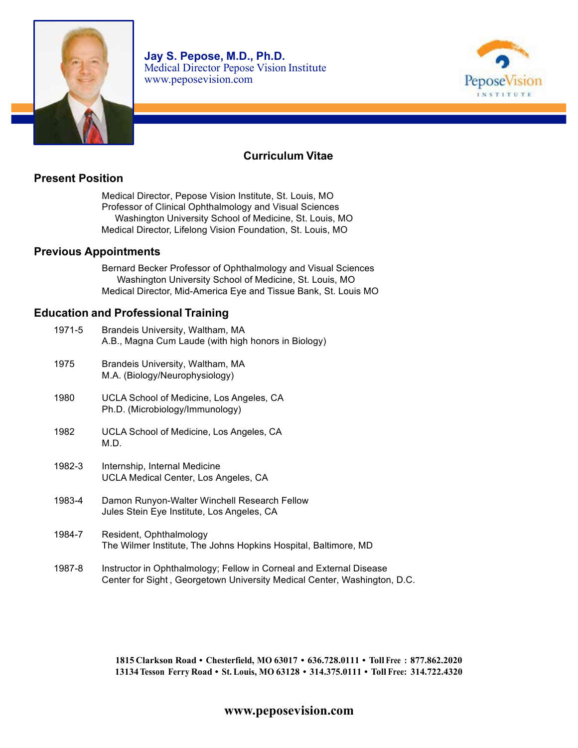**Jay S. Pepose, M.D., Ph.D.**
Medical Director Pepose Vision Institute
www.peposevision.com

PeposeVision INSTITUTE

# Curriculum Vitae

## Present Position

Medical Director, Pepose Vision Institute, St. Louis, MO
Professor of Clinical Ophthalmology and Visual Sciences
Washington University School of Medicine, St. Louis, MO
Medical Director, Lifelong Vision Foundation, St. Louis, MO

## Previous Appointments

Bernard Becker Professor of Ophthalmology and Visual Sciences
Washington University School of Medicine, St. Louis, MO
Medical Director, Mid-America Eye and Tissue Bank, St. Louis MO

## Education and Professional Training

1971-5 Brandeis University, Waltham, MA
A.B., Magna Cum Laude (with high honors in Biology)

1975 Brandeis University, Waltham, MA
M.A. (Biology/Neurophysiology)

1980 UCLA School of Medicine, Los Angeles, CA
Ph.D. (Microbiology/Immunology)

1982 UCLA School of Medicine, Los Angeles, CA
M.D.

1982-3 Internship, Internal Medicine
UCLA Medical Center, Los Angeles, CA

1983-4 Damon Runyon-Walter Winchell Research Fellow
Jules Stein Eye Institute, Los Angeles, CA

1984-7 Resident, Ophthalmology
The Wilmer Institute, The Johns Hopkins Hospital, Baltimore, MD

1987-8 Instructor in Ophthalmology; Fellow in Corneal and External Disease
Center for Sight , Georgetown University Medical Center, Washington, D.C.

**1815 Clarkson Road • Chesterfield, MO 63017 • 636.728.0111 • Toll Free : 877.862.2020**
**13134 Tesson Ferry Road • St. Louis, MO 63128 • 314.375.0111 • Toll Free: 314.722.4320**

**www.peposevision.com**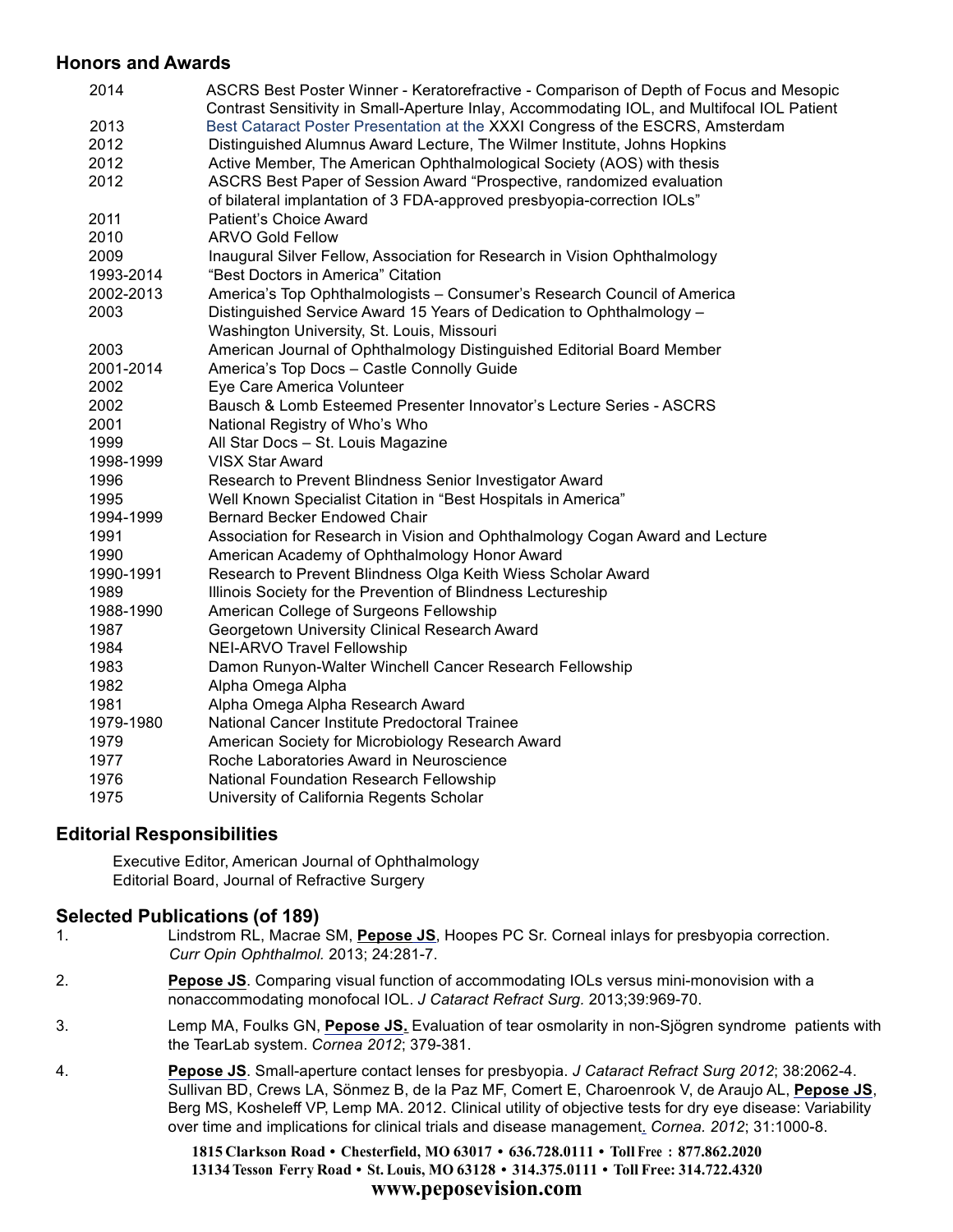## Honors and Awards

| | |
|---|---|
| 2014 | ASCRS Best Poster Winner - Keratorefractive - Comparison of Depth of Focus and Mesopic Contrast Sensitivity in Small-Aperture Inlay, Accommodating IOL, and Multifocal IOL Patient |
| 2013 | Best Cataract Poster Presentation at the XXXI Congress of the ESCRS, Amsterdam |
| 2012 | Distinguished Alumnus Award Lecture, The Wilmer Institute, Johns Hopkins |
| 2012 | Active Member, The American Ophthalmological Society (AOS) with thesis |
| 2012 | ASCRS Best Paper of Session Award "Prospective, randomized evaluation of bilateral implantation of 3 FDA-approved presbyopia-correction IOLs" |
| 2011 | Patient's Choice Award |
| 2010 | ARVO Gold Fellow |
| 2009 | Inaugural Silver Fellow, Association for Research in Vision Ophthalmology |
| 1993-2014 | "Best Doctors in America" Citation |
| 2002-2013 | America's Top Ophthalmologists – Consumer's Research Council of America |
| 2003 | Distinguished Service Award 15 Years of Dedication to Ophthalmology – Washington University, St. Louis, Missouri |
| 2003 | American Journal of Ophthalmology Distinguished Editorial Board Member |
| 2001-2014 | America's Top Docs – Castle Connolly Guide |
| 2002 | Eye Care America Volunteer |
| 2002 | Bausch & Lomb Esteemed Presenter Innovator's Lecture Series - ASCRS |
| 2001 | National Registry of Who's Who |
| 1999 | All Star Docs – St. Louis Magazine |
| 1998-1999 | VISX Star Award |
| 1996 | Research to Prevent Blindness Senior Investigator Award |
| 1995 | Well Known Specialist Citation in "Best Hospitals in America" |
| 1994-1999 | Bernard Becker Endowed Chair |
| 1991 | Association for Research in Vision and Ophthalmology Cogan Award and Lecture |
| 1990 | American Academy of Ophthalmology Honor Award |
| 1990-1991 | Research to Prevent Blindness Olga Keith Wiess Scholar Award |
| 1989 | Illinois Society for the Prevention of Blindness Lectureship |
| 1988-1990 | American College of Surgeons Fellowship |
| 1987 | Georgetown University Clinical Research Award |
| 1984 | NEI-ARVO Travel Fellowship |
| 1983 | Damon Runyon-Walter Winchell Cancer Research Fellowship |
| 1982 | Alpha Omega Alpha |
| 1981 | Alpha Omega Alpha Research Award |
| 1979-1980 | National Cancer Institute Predoctoral Trainee |
| 1979 | American Society for Microbiology Research Award |
| 1977 | Roche Laboratories Award in Neuroscience |
| 1976 | National Foundation Research Fellowship |
| 1975 | University of California Regents Scholar |

## Editorial Responsibilities

Executive Editor, American Journal of Ophthalmology
Editorial Board, Journal of Refractive Surgery

## Selected Publications (of 189)

1. Lindstrom RL, Macrae SM, **Pepose JS**, Hoopes PC Sr. Corneal inlays for presbyopia correction. *Curr Opin Ophthalmol.* 2013; 24:281-7.
2. **Pepose JS**. Comparing visual function of accommodating IOLs versus mini-monovision with a nonaccommodating monofocal IOL. *J Cataract Refract Surg.* 2013;39:969-70.
3. Lemp MA, Foulks GN, **Pepose JS.** Evaluation of tear osmolarity in non-Sjögren syndrome patients with the TearLab system. *Cornea 2012*; 379-381.
4. **Pepose JS**. Small-aperture contact lenses for presbyopia. *J Cataract Refract Surg 2012*; 38:2062-4. Sullivan BD, Crews LA, Sönmez B, de la Paz MF, Comert E, Charoenrook V, de Araujo AL, **Pepose JS**, Berg MS, Kosheleff VP, Lemp MA. 2012. Clinical utility of objective tests for dry eye disease: Variability over time and implications for clinical trials and disease management. *Cornea. 2012*; 31:1000-8.

1815 Clarkson Road • Chesterfield, MO 63017 • 636.728.0111 • Toll Free : 877.862.2020
13134 Tesson Ferry Road • St. Louis, MO 63128 • 314.375.0111 • Toll Free: 314.722.4320
www.peposevision.com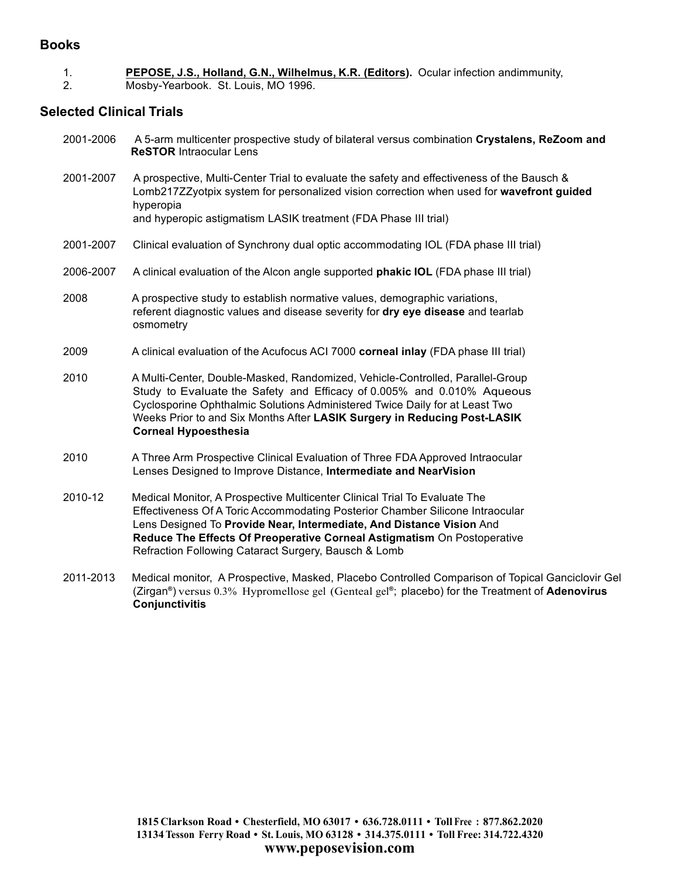## Books

1. **PEPOSE, J.S., Holland, G.N., Wilhelmus, K.R. (Editors).** Ocular infection andimmunity,
2. Mosby-Yearbook. St. Louis, MO 1996.

## Selected Clinical Trials

2001-2006 A 5-arm multicenter prospective study of bilateral versus combination **Crystalens, ReZoom and ReSTOR** Intraocular Lens

2001-2007 A prospective, Multi-Center Trial to evaluate the safety and effectiveness of the Bausch & Lomb217ZZyotpix system for personalized vision correction when used for **wavefront guided** hyperopia and hyperopic astigmatism LASIK treatment (FDA Phase III trial)

2001-2007 Clinical evaluation of Synchrony dual optic accommodating IOL (FDA phase III trial)

2006-2007 A clinical evaluation of the Alcon angle supported **phakic IOL** (FDA phase III trial)

2008 A prospective study to establish normative values, demographic variations, referent diagnostic values and disease severity for **dry eye disease** and tearlab osmometry

2009 A clinical evaluation of the Acufocus ACI 7000 **corneal inlay** (FDA phase III trial)

2010 A Multi-Center, Double-Masked, Randomized, Vehicle-Controlled, Parallel-Group Study to Evaluate the Safety and Efficacy of 0.005% and 0.010% Aqueous Cyclosporine Ophthalmic Solutions Administered Twice Daily for at Least Two Weeks Prior to and Six Months After **LASIK Surgery in Reducing Post-LASIK Corneal Hypoesthesia**

2010 A Three Arm Prospective Clinical Evaluation of Three FDA Approved Intraocular Lenses Designed to Improve Distance, **Intermediate and NearVision**

2010-12 Medical Monitor, A Prospective Multicenter Clinical Trial To Evaluate The Effectiveness Of A Toric Accommodating Posterior Chamber Silicone Intraocular Lens Designed To **Provide Near, Intermediate, And Distance Vision** And **Reduce The Effects Of Preoperative Corneal Astigmatism** On Postoperative Refraction Following Cataract Surgery, Bausch & Lomb

2011-2013 Medical monitor, A Prospective, Masked, Placebo Controlled Comparison of Topical Ganciclovir Gel (Zirgan®) versus 0.3% Hypromellose gel (Genteal gel®; placebo) for the Treatment of **Adenovirus Conjunctivitis**

1815 Clarkson Road • Chesterfield, MO 63017 • 636.728.0111 • Toll Free : 877.862.2020
13134 Tesson Ferry Road • St. Louis, MO 63128 • 314.375.0111 • Toll Free: 314.722.4320
www.peposevision.com